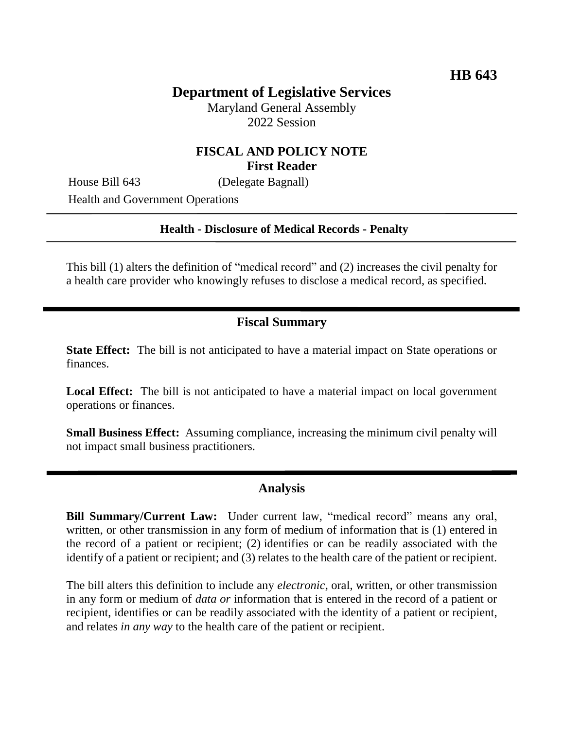**HB 643**

# Department of Legislative Services

Maryland General Assembly
2022 Session

## FISCAL AND POLICY NOTE
**First Reader**

House Bill 643 (Delegate Bagnall)
Health and Government Operations

---

**Health - Disclosure of Medical Records - Penalty**

---

This bill (1) alters the definition of "medical record" and (2) increases the civil penalty for a health care provider who knowingly refuses to disclose a medical record, as specified.

## Fiscal Summary

**State Effect:** The bill is not anticipated to have a material impact on State operations or finances.

**Local Effect:** The bill is not anticipated to have a material impact on local government operations or finances.

**Small Business Effect:** Assuming compliance, increasing the minimum civil penalty will not impact small business practitioners.

## Analysis

**Bill Summary/Current Law:** Under current law, "medical record" means any oral, written, or other transmission in any form of medium of information that is (1) entered in the record of a patient or recipient; (2) identifies or can be readily associated with the identify of a patient or recipient; and (3) relates to the health care of the patient or recipient.

The bill alters this definition to include any *electronic*, oral, written, or other transmission in any form or medium of *data or* information that is entered in the record of a patient or recipient, identifies or can be readily associated with the identity of a patient or recipient, and relates *in any way* to the health care of the patient or recipient.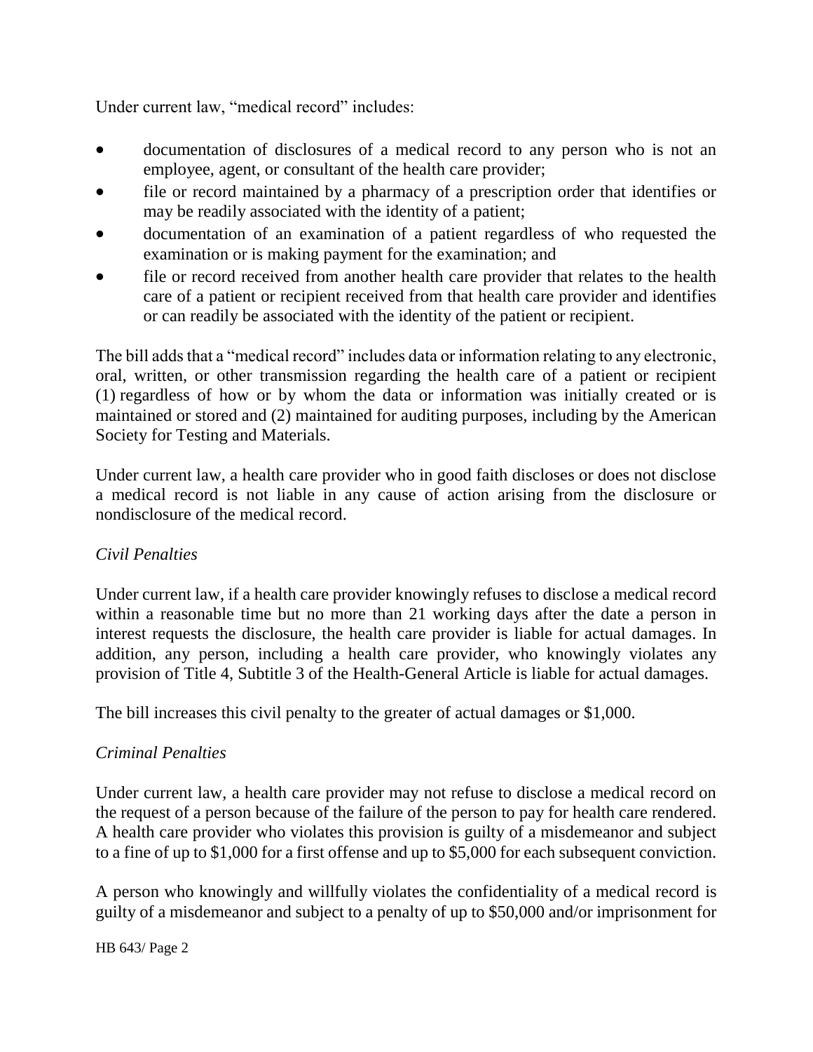Under current law, "medical record" includes:

- documentation of disclosures of a medical record to any person who is not an employee, agent, or consultant of the health care provider;
- file or record maintained by a pharmacy of a prescription order that identifies or may be readily associated with the identity of a patient;
- documentation of an examination of a patient regardless of who requested the examination or is making payment for the examination; and
- file or record received from another health care provider that relates to the health care of a patient or recipient received from that health care provider and identifies or can readily be associated with the identity of the patient or recipient.

The bill adds that a "medical record" includes data or information relating to any electronic, oral, written, or other transmission regarding the health care of a patient or recipient (1) regardless of how or by whom the data or information was initially created or is maintained or stored and (2) maintained for auditing purposes, including by the American Society for Testing and Materials.

Under current law, a health care provider who in good faith discloses or does not disclose a medical record is not liable in any cause of action arising from the disclosure or nondisclosure of the medical record.

*Civil Penalties*

Under current law, if a health care provider knowingly refuses to disclose a medical record within a reasonable time but no more than 21 working days after the date a person in interest requests the disclosure, the health care provider is liable for actual damages. In addition, any person, including a health care provider, who knowingly violates any provision of Title 4, Subtitle 3 of the Health-General Article is liable for actual damages.

The bill increases this civil penalty to the greater of actual damages or $1,000.

*Criminal Penalties*

Under current law, a health care provider may not refuse to disclose a medical record on the request of a person because of the failure of the person to pay for health care rendered. A health care provider who violates this provision is guilty of a misdemeanor and subject to a fine of up to $1,000 for a first offense and up to $5,000 for each subsequent conviction.

A person who knowingly and willfully violates the confidentiality of a medical record is guilty of a misdemeanor and subject to a penalty of up to $50,000 and/or imprisonment for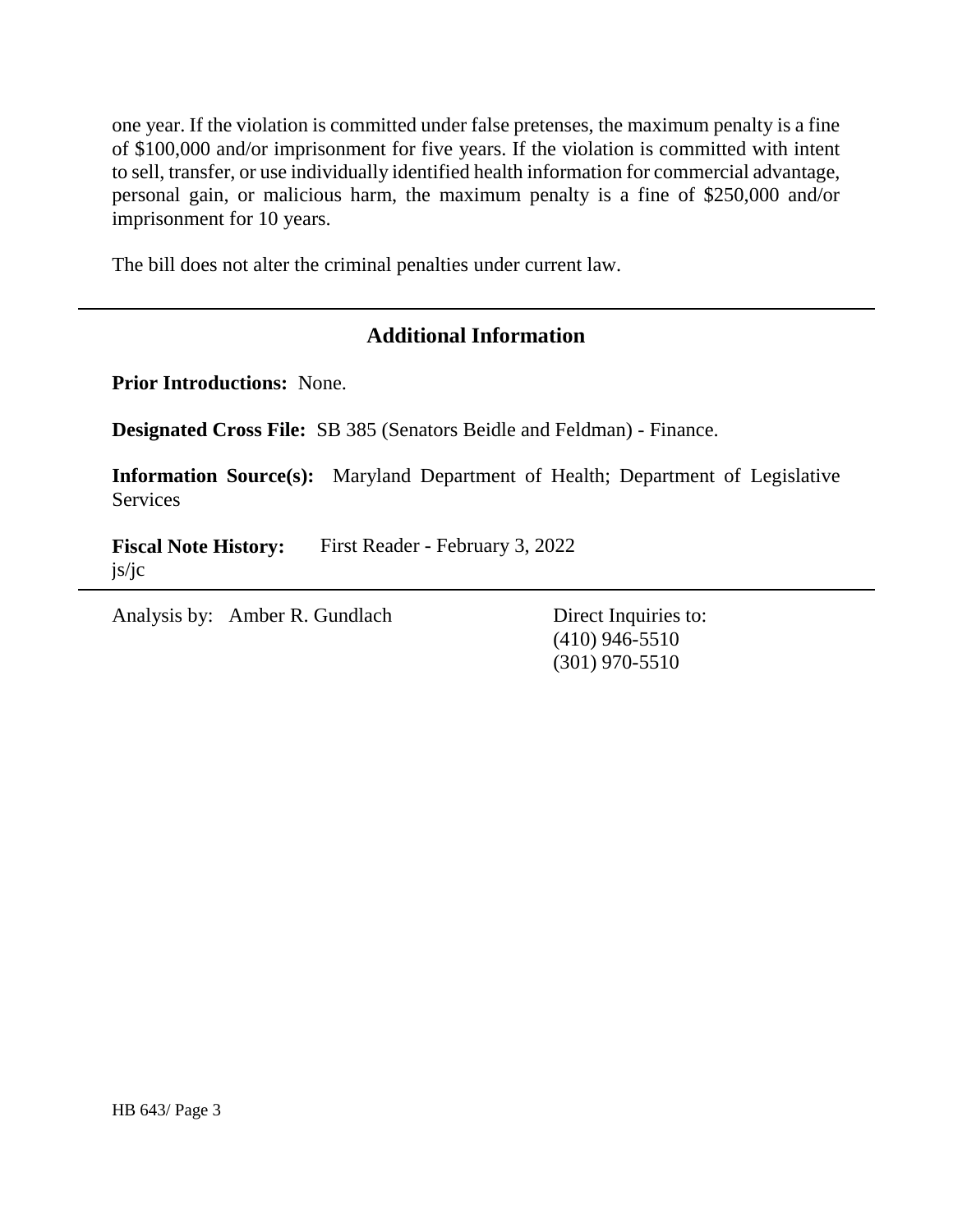one year. If the violation is committed under false pretenses, the maximum penalty is a fine of $100,000 and/or imprisonment for five years. If the violation is committed with intent to sell, transfer, or use individually identified health information for commercial advantage, personal gain, or malicious harm, the maximum penalty is a fine of $250,000 and/or imprisonment for 10 years.

The bill does not alter the criminal penalties under current law.

## Additional Information

**Prior Introductions:** None.

**Designated Cross File:** SB 385 (Senators Beidle and Feldman) - Finance.

**Information Source(s):** Maryland Department of Health; Department of Legislative Services

**Fiscal Note History:** First Reader - February 3, 2022
js/jc

Analysis by: Amber R. Gundlach

Direct Inquiries to:
(410) 946-5510
(301) 970-5510